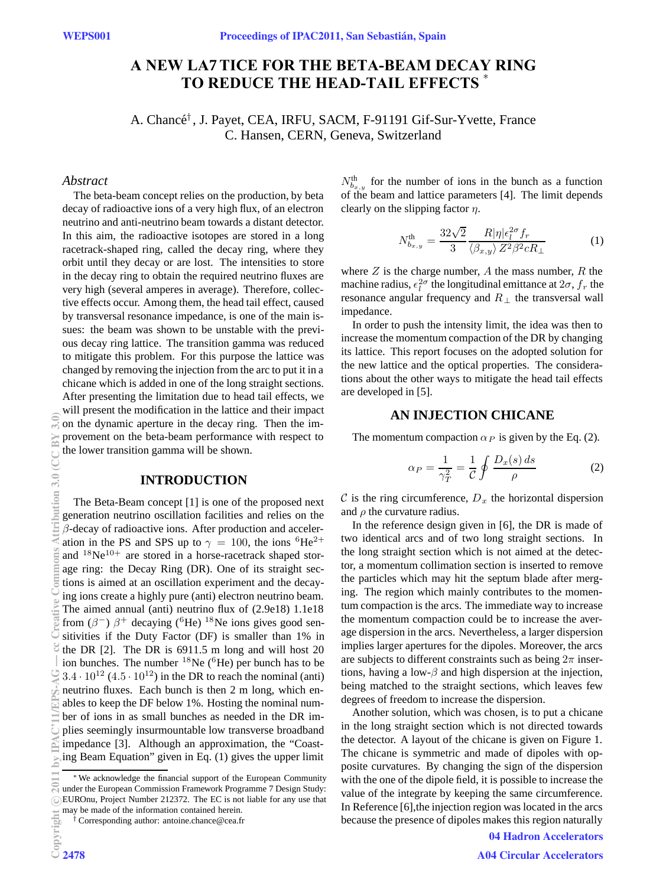// A NEW LATTICE FOR THE BETA-BEAM DECAY RING TO REDUCE THE HEAD-TAIL EFFECTS [*]

A. Chancé[†], J. Payet, CEA, IRFU, SACM, F-91191 Gif-Sur-Yvette, France
C. Hansen, CERN, Geneva, Switzerland

## Abstract

The beta-beam concept relies on the production, by beta decay of radioactive ions of a very high flux, of an electron neutrino and anti-neutrino beam towards a distant detector. In this aim, the radioactive isotopes are stored in a long racetrack-shaped ring, called the decay ring, where they orbit until they decay or are lost. The intensities to store in the decay ring to obtain the required neutrino fluxes are very high (several amperes in average). Therefore, collective effects occur. Among them, the head tail effect, caused by transversal resonance impedance, is one of the main issues: the beam was shown to be unstable with the previous decay ring lattice. The transition gamma was reduced to mitigate this problem. For this purpose the lattice was changed by removing the injection from the arc to put it in a chicane which is added in one of the long straight sections. After presenting the limitation due to head tail effects, we will present the modification in the lattice and their impact on the dynamic aperture in the decay ring. Then the improvement on the beta-beam performance with respect to the lower transition gamma will be shown.

## INTRODUCTION

The Beta-Beam concept [1] is one of the proposed next generation neutrino oscillation facilities and relies on the $\beta$-decay of radioactive ions. After production and acceleration in the PS and SPS up to $\gamma = 100$, the ions $^{6}He^{2+}$ and $^{18}Ne^{10+}$ are stored in a horse-racetrack shaped storage ring: the Decay Ring (DR). One of its straight sections is aimed at an oscillation experiment and the decaying ions create a highly pure (anti) electron neutrino beam. The aimed annual (anti) neutrino flux of (2.9e18) 1.1e18 from ($\beta^-$) $\beta^+$ decaying ($^6$He) $^{18}$Ne ions gives good sensitivities if the Duty Factor (DF) is smaller than 1% in the DR [2]. The DR is 6911.5 m long and will host 20 ion bunches. The number $^{18}$Ne ($^6$He) per bunch has to be $3.4 \cdot 10^{12}$ ($4.5 \cdot 10^{12}$) in the DR to reach the nominal (anti) neutrino fluxes. Each bunch is then 2 m long, which enables to keep the DF below 1%. Hosting the nominal number of ions in as small bunches as needed in the DR implies seemingly insurmountable low transverse broadband impedance [3]. Although an approximation, the "Coasting Beam Equation" given in Eq. (1) gives the upper limit $N^{\text{th}}_{b_{x,y}}$ for the number of ions in the bunch as a function of the beam and lattice parameters [4]. The limit depends clearly on the slipping factor $\eta$.

$$N^{\text{th}}_{b_{x,y}} = \frac{32\sqrt{2}}{3} \frac{R|\eta|\epsilon_l^{2\sigma} f_r}{\langle \beta_{x,y} \rangle Z^2 \beta^2 c R_\perp} \tag{1}$$

where $Z$ is the charge number, $A$ the mass number, $R$ the machine radius, $\epsilon_l^{2\sigma}$ the longitudinal emittance at $2\sigma$, $f_r$ the resonance angular frequency and $R_\perp$ the transversal wall impedance.

In order to push the intensity limit, the idea was then to increase the momentum compaction of the DR by changing its lattice. This report focuses on the adopted solution for the new lattice and the optical properties. The considerations about the other ways to mitigate the head tail effects are developed in [5].

## AN INJECTION CHICANE

The momentum compaction $\alpha_P$ is given by the Eq. (2).

$$\alpha_P = \frac{1}{\gamma_T^2} = \frac{1}{\mathcal{C}} \oint \frac{D_x(s)\, ds}{\rho} \tag{2}$$

$\mathcal{C}$ is the ring circumference, $D_x$ the horizontal dispersion and $\rho$ the curvature radius.

In the reference design given in [6], the DR is made of two identical arcs and of two long straight sections. In the long straight section which is not aimed at the detector, a momentum collimation section is inserted to remove the particles which may hit the septum blade after merging. The region which mainly contributes to the momentum compaction is the arcs. The immediate way to increase the momentum compaction could be to increase the average dispersion in the arcs. Nevertheless, a larger dispersion implies larger apertures for the dipoles. Moreover, the arcs are subjects to different constraints such as being $2\pi$ insertions, having a low-$\beta$ and high dispersion at the injection, being matched to the straight sections, which leaves few degrees of freedom to increase the dispersion.

Another solution, which was chosen, is to put a chicane in the long straight section which is not directed towards the detector. A layout of the chicane is given on Figure 1. The chicane is symmetric and made of dipoles with opposite curvatures. By changing the sign of the dispersion with the one of the dipole field, it is possible to increase the value of the integrate by keeping the same circumference. In Reference [6],the injection region was located in the arcs because the presence of dipoles makes this region naturally

[*] We acknowledge the financial support of the European Community under the European Commission Framework Programme 7 Design Study: EUROnu, Project Number 212372. The EC is not liable for any use that may be made of the information contained herein.

[†] Corresponding author: antoine.chance@cea.fr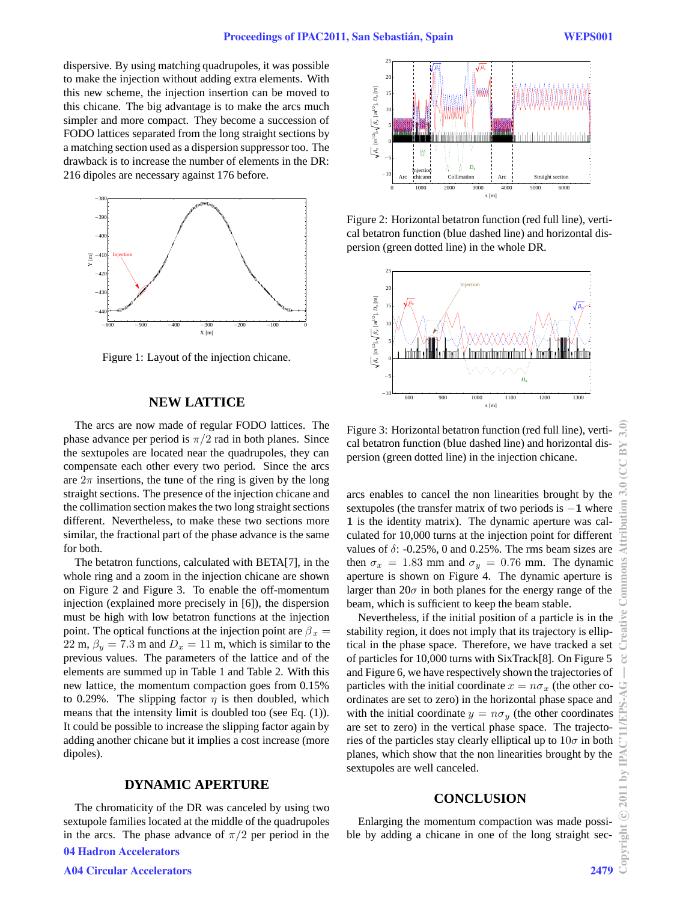dispersive. By using matching quadrupoles, it was possible to make the injection without adding extra elements. With this new scheme, the injection insertion can be moved to this chicane. The big advantage is to make the arcs much simpler and more compact. They become a succession of FODO lattices separated from the long straight sections by a matching section used as a dispersion suppressor too. The drawback is to increase the number of elements in the DR: 216 dipoles are necessary against 176 before.

Figure 1: Layout of the injection chicane.

## NEW LATTICE

The arcs are now made of regular FODO lattices. The phase advance per period is $\pi/2$ rad in both planes. Since the sextupoles are located near the quadrupoles, they can compensate each other every two period. Since the arcs are $2\pi$ insertions, the tune of the ring is given by the long straight sections. The presence of the injection chicane and the collimation section makes the two long straight sections different. Nevertheless, to make these two sections more similar, the fractional part of the phase advance is the same for both.

The betatron functions, calculated with BETA[7], in the whole ring and a zoom in the injection chicane are shown on Figure 2 and Figure 3. To enable the off-momentum injection (explained more precisely in [6]), the dispersion must be high with low betatron functions at the injection point. The optical functions at the injection point are $\beta_x = 22$ m, $\beta_y = 7.3$ m and $D_x = 11$ m, which is similar to the previous values. The parameters of the lattice and of the elements are summed up in Table 1 and Table 2. With this new lattice, the momentum compaction goes from 0.15% to 0.29%. The slipping factor $\eta$ is then doubled, which means that the intensity limit is doubled too (see Eq. (1)). It could be possible to increase the slipping factor again by adding another chicane but it implies a cost increase (more dipoles).

## DYNAMIC APERTURE

The chromaticity of the DR was canceled by using two sextupole families located at the middle of the quadrupoles in the arcs. The phase advance of $\pi/2$ per period in the arcs enables to cancel the non linearities brought by the sextupoles (the transfer matrix of two periods is $-\mathbf{1}$ where $\mathbf{1}$ is the identity matrix). The dynamic aperture was calculated for 10,000 turns at the injection point for different values of $\delta$: -0.25%, 0 and 0.25%. The rms beam sizes are then $\sigma_x = 1.83$ mm and $\sigma_y = 0.76$ mm. The dynamic aperture is shown on Figure 4. The dynamic aperture is larger than $20\sigma$ in both planes for the energy range of the beam, which is sufficient to keep the beam stable.

Figure 2: Horizontal betatron function (red full line), vertical betatron function (blue dashed line) and horizontal dispersion (green dotted line) in the whole DR.

Figure 3: Horizontal betatron function (red full line), vertical betatron function (blue dashed line) and horizontal dispersion (green dotted line) in the injection chicane.

Nevertheless, if the initial position of a particle is in the stability region, it does not imply that its trajectory is elliptical in the phase space. Therefore, we have tracked a set of particles for 10,000 turns with SixTrack[8]. On Figure 5 and Figure 6, we have respectively shown the trajectories of particles with the initial coordinate $x = n\sigma_x$ (the other coordinates are set to zero) in the horizontal phase space and with the initial coordinate $y = n\sigma_y$ (the other coordinates are set to zero) in the vertical phase space. The trajectories of the particles stay clearly elliptical up to $10\sigma$ in both planes, which show that the non linearities brought by the sextupoles are well canceled.

## CONCLUSION

Enlarging the momentum compaction was made possible by adding a chicane in one of the long straight sec-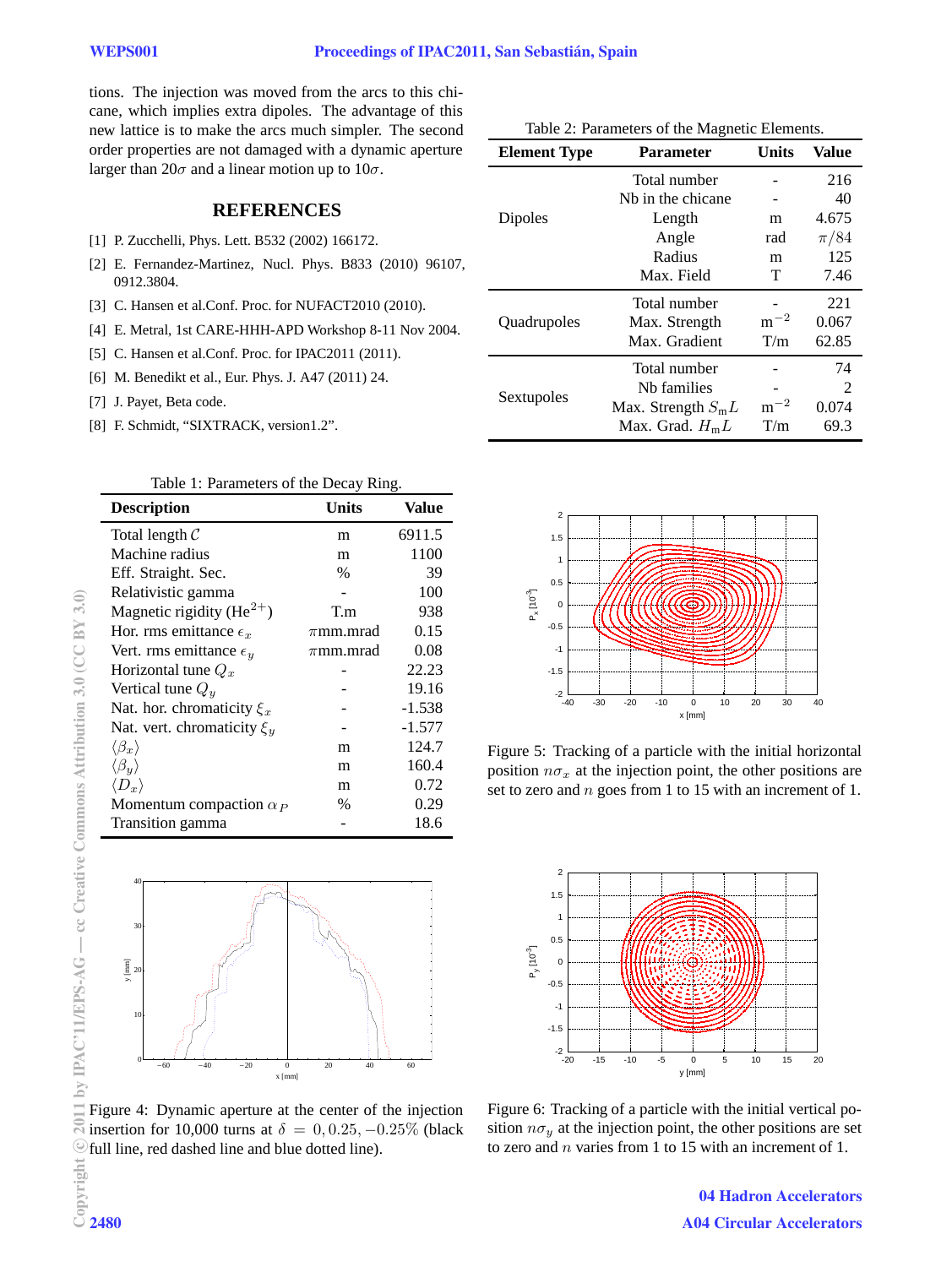tions. The injection was moved from the arcs to this chicane, which implies extra dipoles. The advantage of this new lattice is to make the arcs much simpler. The second order properties are not damaged with a dynamic aperture larger than $20\sigma$ and a linear motion up to $10\sigma$.

## REFERENCES

[1] P. Zucchelli, Phys. Lett. B532 (2002) 166172.

[2] E. Fernandez-Martinez, Nucl. Phys. B833 (2010) 96107, 0912.3804.

[3] C. Hansen et al.Conf. Proc. for NUFACT2010 (2010).

[4] E. Metral, 1st CARE-HHH-APD Workshop 8-11 Nov 2004.

[5] C. Hansen et al.Conf. Proc. for IPAC2011 (2011).

[6] M. Benedikt et al., Eur. Phys. J. A47 (2011) 24.

[7] J. Payet, Beta code.

[8] F. Schmidt, "SIXTRACK, version1.2".

Table 1: Parameters of the Decay Ring.

| Description | Units | Value |
|---|---|---|
| Total length $\mathcal{C}$ | m | 6911.5 |
| Machine radius | m | 1100 |
| Eff. Straight. Sec. | % | 39 |
| Relativistic gamma | - | 100 |
| Magnetic rigidity ($He^{2+}$) | T.m | 938 |
| Hor. rms emittance $\epsilon_x$ | $\pi$mm.mrad | 0.15 |
| Vert. rms emittance $\epsilon_y$ | $\pi$mm.mrad | 0.08 |
| Horizontal tune $Q_x$ | - | 22.23 |
| Vertical tune $Q_y$ | - | 19.16 |
| Nat. hor. chromaticity $\xi_x$ | - | -1.538 |
| Nat. vert. chromaticity $\xi_y$ | - | -1.577 |
| $\langle\beta_x\rangle$ | m | 124.7 |
| $\langle\beta_y\rangle$ | m | 160.4 |
| $\langle D_x\rangle$ | m | 0.72 |
| Momentum compaction $\alpha_P$ | % | 0.29 |
| Transition gamma | - | 18.6 |

y [mm]
x [mm]

Figure 4: Dynamic aperture at the center of the injection insertion for 10,000 turns at $\delta = 0, 0.25, -0.25\%$ (black full line, red dashed line and blue dotted line).

Table 2: Parameters of the Magnetic Elements.

| Element Type | Parameter | Units | Value |
|---|---|---|---|
| Dipoles | Total number | - | 216 |
| | Nb in the chicane | - | 40 |
| | Length | m | 4.675 |
| | Angle | rad | $\pi/84$ |
| | Radius | m | 125 |
| | Max. Field | T | 7.46 |
| Quadrupoles | Total number | - | 221 |
| | Max. Strength | $m^{-2}$ | 0.067 |
| | Max. Gradient | T/m | 62.85 |
| Sextupoles | Total number | - | 74 |
| | Nb families | - | 2 |
| | Max. Strength $S_m L$ | $m^{-2}$ | 0.074 |
| | Max. Grad. $H_m L$ | T/m | 69.3 |

$P_x$ [$10^{-3}$]
x [mm]

Figure 5: Tracking of a particle with the initial horizontal position $n\sigma_x$ at the injection point, the other positions are set to zero and $n$ goes from 1 to 15 with an increment of 1.

$P_y$ [$10^{-3}$]
y [mm]

Figure 6: Tracking of a particle with the initial vertical position $n\sigma_y$ at the injection point, the other positions are set to zero and $n$ varies from 1 to 15 with an increment of 1.